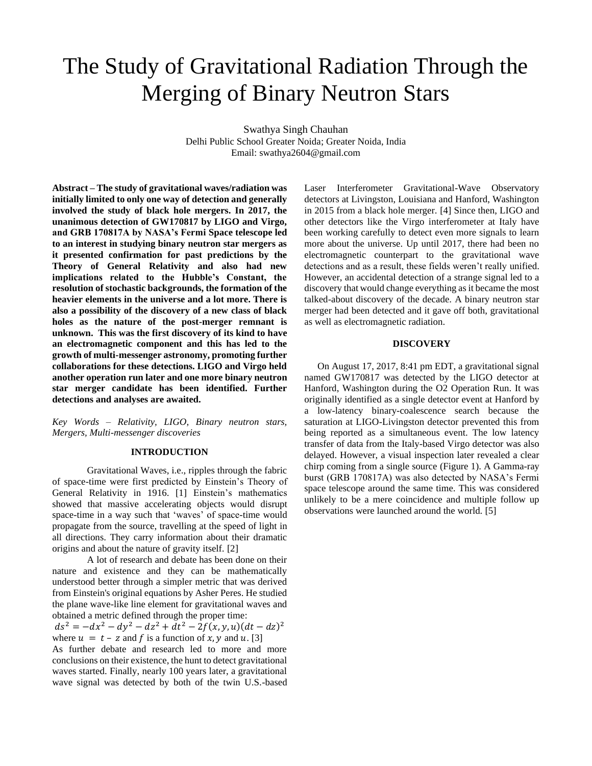# The Study of Gravitational Radiation Through the Merging of Binary Neutron Stars

Swathya Singh Chauhan
Delhi Public School Greater Noida; Greater Noida, India
Email: swathya2604@gmail.com

**Abstract – The study of gravitational waves/radiation was initially limited to only one way of detection and generally involved the study of black hole mergers. In 2017, the unanimous detection of GW170817 by LIGO and Virgo, and GRB 170817A by NASA's Fermi Space telescope led to an interest in studying binary neutron star mergers as it presented confirmation for past predictions by the Theory of General Relativity and also had new implications related to the Hubble's Constant, the resolution of stochastic backgrounds, the formation of the heavier elements in the universe and a lot more. There is also a possibility of the discovery of a new class of black holes as the nature of the post-merger remnant is unknown. This was the first discovery of its kind to have an electromagnetic component and this has led to the growth of multi-messenger astronomy, promoting further collaborations for these detections. LIGO and Virgo held another operation run later and one more binary neutron star merger candidate has been identified. Further detections and analyses are awaited.**

*Key Words – Relativity, LIGO, Binary neutron stars, Mergers, Multi-messenger discoveries*

## INTRODUCTION

Gravitational Waves, i.e., ripples through the fabric of space-time were first predicted by Einstein's Theory of General Relativity in 1916. [1] Einstein's mathematics showed that massive accelerating objects would disrupt space-time in a way such that 'waves' of space-time would propagate from the source, travelling at the speed of light in all directions. They carry information about their dramatic origins and about the nature of gravity itself. [2]

A lot of research and debate has been done on their nature and existence and they can be mathematically understood better through a simpler metric that was derived from Einstein's original equations by Asher Peres. He studied the plane wave-like line element for gravitational waves and obtained a metric defined through the proper time:

$$ds^2 = -dx^2 - dy^2 - dz^2 + dt^2 - 2f(x, y, u)(dt - dz)^2$$

where $u = t - z$ and $f$ is a function of $x, y$ and $u$. [3]

As further debate and research led to more and more conclusions on their existence, the hunt to detect gravitational waves started. Finally, nearly 100 years later, a gravitational wave signal was detected by both of the twin U.S.-based Laser Interferometer Gravitational-Wave Observatory detectors at Livingston, Louisiana and Hanford, Washington in 2015 from a black hole merger. [4] Since then, LIGO and other detectors like the Virgo interferometer at Italy have been working carefully to detect even more signals to learn more about the universe. Up until 2017, there had been no electromagnetic counterpart to the gravitational wave detections and as a result, these fields weren't really unified. However, an accidental detection of a strange signal led to a discovery that would change everything as it became the most talked-about discovery of the decade. A binary neutron star merger had been detected and it gave off both, gravitational as well as electromagnetic radiation.

## DISCOVERY

On August 17, 2017, 8:41 pm EDT, a gravitational signal named GW170817 was detected by the LIGO detector at Hanford, Washington during the O2 Operation Run. It was originally identified as a single detector event at Hanford by a low-latency binary-coalescence search because the saturation at LIGO-Livingston detector prevented this from being reported as a simultaneous event. The low latency transfer of data from the Italy-based Virgo detector was also delayed. However, a visual inspection later revealed a clear chirp coming from a single source (Figure 1). A Gamma-ray burst (GRB 170817A) was also detected by NASA's Fermi space telescope around the same time. This was considered unlikely to be a mere coincidence and multiple follow up observations were launched around the world. [5]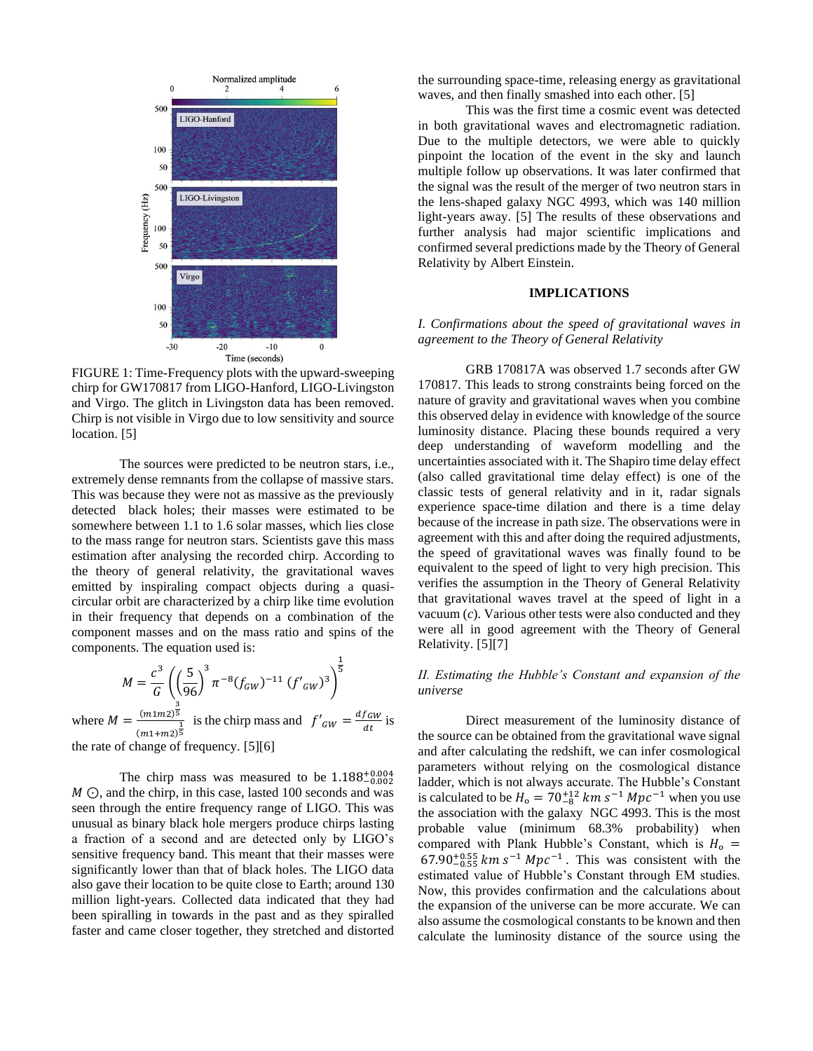FIGURE 1: Time-Frequency plots with the upward-sweeping chirp for GW170817 from LIGO-Hanford, LIGO-Livingston and Virgo. The glitch in Livingston data has been removed. Chirp is not visible in Virgo due to low sensitivity and source location. [5]

The sources were predicted to be neutron stars, i.e., extremely dense remnants from the collapse of massive stars. This was because they were not as massive as the previously detected black holes; their masses were estimated to be somewhere between 1.1 to 1.6 solar masses, which lies close to the mass range for neutron stars. Scientists gave this mass estimation after analysing the recorded chirp. According to the theory of general relativity, the gravitational waves emitted by inspiraling compact objects during a quasi-circular orbit are characterized by a chirp like time evolution in their frequency that depends on a combination of the component masses and on the mass ratio and spins of the components. The equation used is:

$$M = \frac{c^3}{G}\left(\left(\frac{5}{96}\right)^3 \pi^{-8}(f_{GW})^{-11}\,(f'_{GW})^3\right)^{\frac{1}{5}}$$

where $M = \frac{(m1m2)^{\frac{3}{5}}}{(m1+m2)^{\frac{1}{5}}}$ is the chirp mass and $f'_{GW} = \frac{df_{GW}}{dt}$ is the rate of change of frequency. [5][6]

The chirp mass was measured to be $1.188^{+0.004}_{-0.002}$ $M\odot$, and the chirp, in this case, lasted 100 seconds and was seen through the entire frequency range of LIGO. This was unusual as binary black hole mergers produce chirps lasting a fraction of a second and are detected only by LIGO's sensitive frequency band. This meant that their masses were significantly lower than that of black holes. The LIGO data also gave their location to be quite close to Earth; around 130 million light-years. Collected data indicated that they had been spiralling in towards in the past and as they spiralled faster and came closer together, they stretched and distorted the surrounding space-time, releasing energy as gravitational waves, and then finally smashed into each other. [5]

This was the first time a cosmic event was detected in both gravitational waves and electromagnetic radiation. Due to the multiple detectors, we were able to quickly pinpoint the location of the event in the sky and launch multiple follow up observations. It was later confirmed that the signal was the result of the merger of two neutron stars in the lens-shaped galaxy NGC 4993, which was 140 million light-years away. [5] The results of these observations and further analysis had major scientific implications and confirmed several predictions made by the Theory of General Relativity by Albert Einstein.

## IMPLICATIONS

*I. Confirmations about the speed of gravitational waves in agreement to the Theory of General Relativity*

GRB 170817A was observed 1.7 seconds after GW 170817. This leads to strong constraints being forced on the nature of gravity and gravitational waves when you combine this observed delay in evidence with knowledge of the source luminosity distance. Placing these bounds required a very deep understanding of waveform modelling and the uncertainties associated with it. The Shapiro time delay effect (also called gravitational time delay effect) is one of the classic tests of general relativity and in it, radar signals experience space-time dilation and there is a time delay because of the increase in path size. The observations were in agreement with this and after doing the required adjustments, the speed of gravitational waves was finally found to be equivalent to the speed of light to very high precision. This verifies the assumption in the Theory of General Relativity that gravitational waves travel at the speed of light in a vacuum ($c$). Various other tests were also conducted and they were all in good agreement with the Theory of General Relativity. [5][7]

*II. Estimating the Hubble's Constant and expansion of the universe*

Direct measurement of the luminosity distance of the source can be obtained from the gravitational wave signal and after calculating the redshift, we can infer cosmological parameters without relying on the cosmological distance ladder, which is not always accurate. The Hubble's Constant is calculated to be $H_{\text{o}} = 70^{+12}_{-8}\ km\ s^{-1}\ Mpc^{-1}$ when you use the association with the galaxy NGC 4993. This is the most probable value (minimum 68.3% probability) when compared with Plank Hubble's Constant, which is $H_{\text{o}} = 67.90^{+0.55}_{-0.55}\ km\ s^{-1}\ Mpc^{-1}$. This was consistent with the estimated value of Hubble's Constant through EM studies. Now, this provides confirmation and the calculations about the expansion of the universe can be more accurate. We can also assume the cosmological constants to be known and then calculate the luminosity distance of the source using the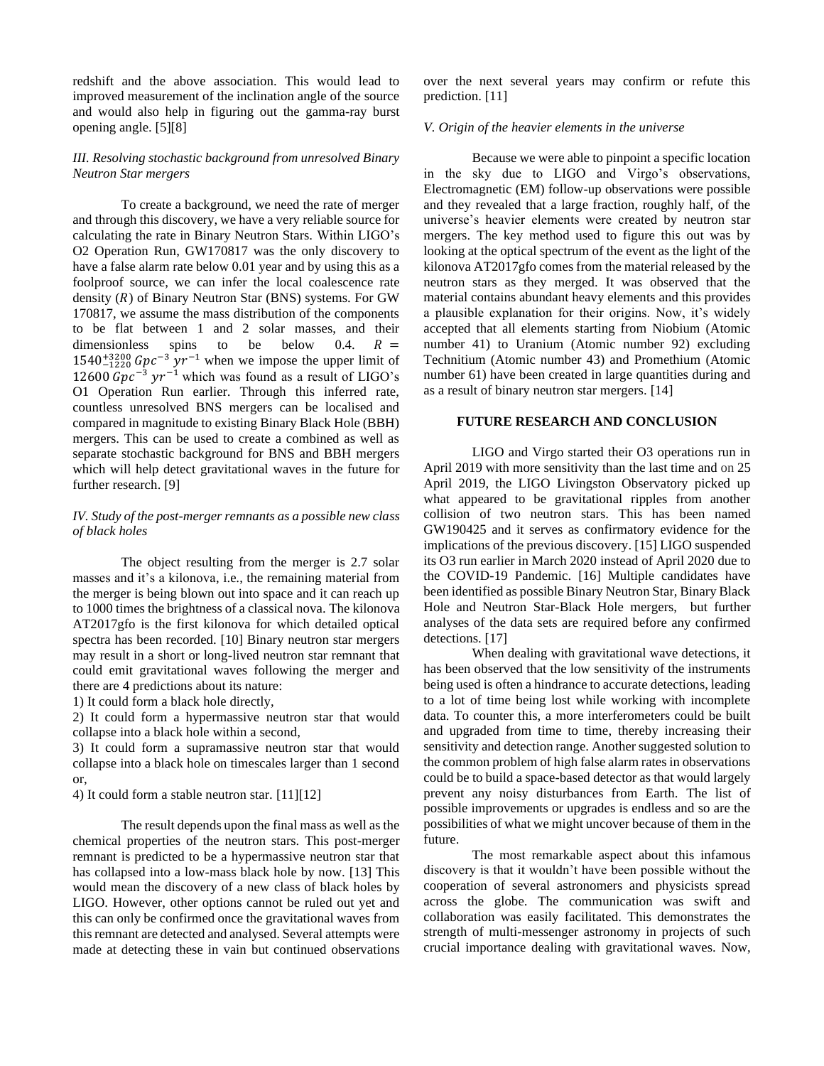redshift and the above association. This would lead to improved measurement of the inclination angle of the source and would also help in figuring out the gamma-ray burst opening angle. [5][8]

*III. Resolving stochastic background from unresolved Binary Neutron Star mergers*

To create a background, we need the rate of merger and through this discovery, we have a very reliable source for calculating the rate in Binary Neutron Stars. Within LIGO's O2 Operation Run, GW170817 was the only discovery to have a false alarm rate below 0.01 year and by using this as a foolproof source, we can infer the local coalescence rate density ($R$) of Binary Neutron Star (BNS) systems. For GW 170817, we assume the mass distribution of the components to be flat between 1 and 2 solar masses, and their dimensionless spins to be below 0.4. $R = 1540^{+3200}_{-1220}\, Gpc^{-3}\, yr^{-1}$ when we impose the upper limit of $12600\, Gpc^{-3}\, yr^{-1}$ which was found as a result of LIGO's O1 Operation Run earlier. Through this inferred rate, countless unresolved BNS mergers can be localised and compared in magnitude to existing Binary Black Hole (BBH) mergers. This can be used to create a combined as well as separate stochastic background for BNS and BBH mergers which will help detect gravitational waves in the future for further research. [9]

*IV. Study of the post-merger remnants as a possible new class of black holes*

The object resulting from the merger is 2.7 solar masses and it's a kilonova, i.e., the remaining material from the merger is being blown out into space and it can reach up to 1000 times the brightness of a classical nova. The kilonova AT2017gfo is the first kilonova for which detailed optical spectra has been recorded. [10] Binary neutron star mergers may result in a short or long-lived neutron star remnant that could emit gravitational waves following the merger and there are 4 predictions about its nature:

1) It could form a black hole directly,
2) It could form a hypermassive neutron star that would collapse into a black hole within a second,
3) It could form a supramassive neutron star that would collapse into a black hole on timescales larger than 1 second or,
4) It could form a stable neutron star. [11][12]

The result depends upon the final mass as well as the chemical properties of the neutron stars. This post-merger remnant is predicted to be a hypermassive neutron star that has collapsed into a low-mass black hole by now. [13] This would mean the discovery of a new class of black holes by LIGO. However, other options cannot be ruled out yet and this can only be confirmed once the gravitational waves from this remnant are detected and analysed. Several attempts were made at detecting these in vain but continued observations over the next several years may confirm or refute this prediction. [11]

*V. Origin of the heavier elements in the universe*

Because we were able to pinpoint a specific location in the sky due to LIGO and Virgo's observations, Electromagnetic (EM) follow-up observations were possible and they revealed that a large fraction, roughly half, of the universe's heavier elements were created by neutron star mergers. The key method used to figure this out was by looking at the optical spectrum of the event as the light of the kilonova AT2017gfo comes from the material released by the neutron stars as they merged. It was observed that the material contains abundant heavy elements and this provides a plausible explanation for their origins. Now, it's widely accepted that all elements starting from Niobium (Atomic number 41) to Uranium (Atomic number 92) excluding Technitium (Atomic number 43) and Promethium (Atomic number 61) have been created in large quantities during and as a result of binary neutron star mergers. [14]

## FUTURE RESEARCH AND CONCLUSION

LIGO and Virgo started their O3 operations run in April 2019 with more sensitivity than the last time and on 25 April 2019, the LIGO Livingston Observatory picked up what appeared to be gravitational ripples from another collision of two neutron stars. This has been named GW190425 and it serves as confirmatory evidence for the implications of the previous discovery. [15] LIGO suspended its O3 run earlier in March 2020 instead of April 2020 due to the COVID-19 Pandemic. [16] Multiple candidates have been identified as possible Binary Neutron Star, Binary Black Hole and Neutron Star-Black Hole mergers, but further analyses of the data sets are required before any confirmed detections. [17]

When dealing with gravitational wave detections, it has been observed that the low sensitivity of the instruments being used is often a hindrance to accurate detections, leading to a lot of time being lost while working with incomplete data. To counter this, a more interferometers could be built and upgraded from time to time, thereby increasing their sensitivity and detection range. Another suggested solution to the common problem of high false alarm rates in observations could be to build a space-based detector as that would largely prevent any noisy disturbances from Earth. The list of possible improvements or upgrades is endless and so are the possibilities of what we might uncover because of them in the future.

The most remarkable aspect about this infamous discovery is that it wouldn't have been possible without the cooperation of several astronomers and physicists spread across the globe. The communication was swift and collaboration was easily facilitated. This demonstrates the strength of multi-messenger astronomy in projects of such crucial importance dealing with gravitational waves. Now,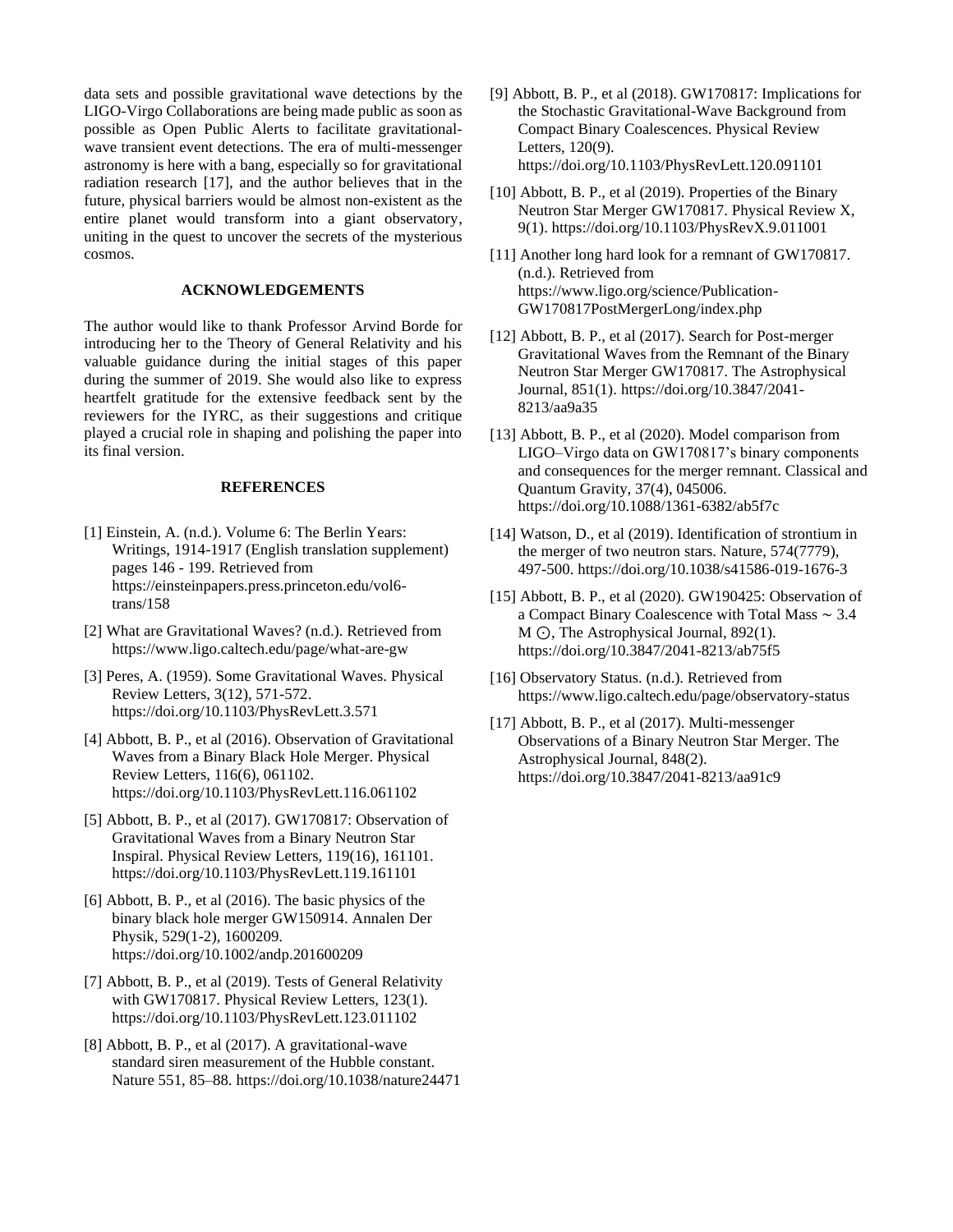data sets and possible gravitational wave detections by the LIGO-Virgo Collaborations are being made public as soon as possible as Open Public Alerts to facilitate gravitational-wave transient event detections. The era of multi-messenger astronomy is here with a bang, especially so for gravitational radiation research [17], and the author believes that in the future, physical barriers would be almost non-existent as the entire planet would transform into a giant observatory, uniting in the quest to uncover the secrets of the mysterious cosmos.

## ACKNOWLEDGEMENTS

The author would like to thank Professor Arvind Borde for introducing her to the Theory of General Relativity and his valuable guidance during the initial stages of this paper during the summer of 2019. She would also like to express heartfelt gratitude for the extensive feedback sent by the reviewers for the IYRC, as their suggestions and critique played a crucial role in shaping and polishing the paper into its final version.

## REFERENCES

[1] Einstein, A. (n.d.). Volume 6: The Berlin Years: Writings, 1914-1917 (English translation supplement) pages 146 - 199. Retrieved from https://einsteinpapers.press.princeton.edu/vol6-trans/158

[2] What are Gravitational Waves? (n.d.). Retrieved from https://www.ligo.caltech.edu/page/what-are-gw

[3] Peres, A. (1959). Some Gravitational Waves. Physical Review Letters, 3(12), 571-572. https://doi.org/10.1103/PhysRevLett.3.571

[4] Abbott, B. P., et al (2016). Observation of Gravitational Waves from a Binary Black Hole Merger. Physical Review Letters, 116(6), 061102. https://doi.org/10.1103/PhysRevLett.116.061102

[5] Abbott, B. P., et al (2017). GW170817: Observation of Gravitational Waves from a Binary Neutron Star Inspiral. Physical Review Letters, 119(16), 161101. https://doi.org/10.1103/PhysRevLett.119.161101

[6] Abbott, B. P., et al (2016). The basic physics of the binary black hole merger GW150914. Annalen Der Physik, 529(1-2), 1600209. https://doi.org/10.1002/andp.201600209

[7] Abbott, B. P., et al (2019). Tests of General Relativity with GW170817. Physical Review Letters, 123(1). https://doi.org/10.1103/PhysRevLett.123.011102

[8] Abbott, B. P., et al (2017). A gravitational-wave standard siren measurement of the Hubble constant. Nature 551, 85–88. https://doi.org/10.1038/nature24471

[9] Abbott, B. P., et al (2018). GW170817: Implications for the Stochastic Gravitational-Wave Background from Compact Binary Coalescences. Physical Review Letters, 120(9). https://doi.org/10.1103/PhysRevLett.120.091101

[10] Abbott, B. P., et al (2019). Properties of the Binary Neutron Star Merger GW170817. Physical Review X, 9(1). https://doi.org/10.1103/PhysRevX.9.011001

[11] Another long hard look for a remnant of GW170817. (n.d.). Retrieved from https://www.ligo.org/science/Publication-GW170817PostMergerLong/index.php

[12] Abbott, B. P., et al (2017). Search for Post-merger Gravitational Waves from the Remnant of the Binary Neutron Star Merger GW170817. The Astrophysical Journal, 851(1). https://doi.org/10.3847/2041-8213/aa9a35

[13] Abbott, B. P., et al (2020). Model comparison from LIGO–Virgo data on GW170817's binary components and consequences for the merger remnant. Classical and Quantum Gravity, 37(4), 045006. https://doi.org/10.1088/1361-6382/ab5f7c

[14] Watson, D., et al (2019). Identification of strontium in the merger of two neutron stars. Nature, 574(7779), 497-500. https://doi.org/10.1038/s41586-019-1676-3

[15] Abbott, B. P., et al (2020). GW190425: Observation of a Compact Binary Coalescence with Total Mass $\sim 3.4$ $M_\odot$, The Astrophysical Journal, 892(1). https://doi.org/10.3847/2041-8213/ab75f5

[16] Observatory Status. (n.d.). Retrieved from https://www.ligo.caltech.edu/page/observatory-status

[17] Abbott, B. P., et al (2017). Multi-messenger Observations of a Binary Neutron Star Merger. The Astrophysical Journal, 848(2). https://doi.org/10.3847/2041-8213/aa91c9